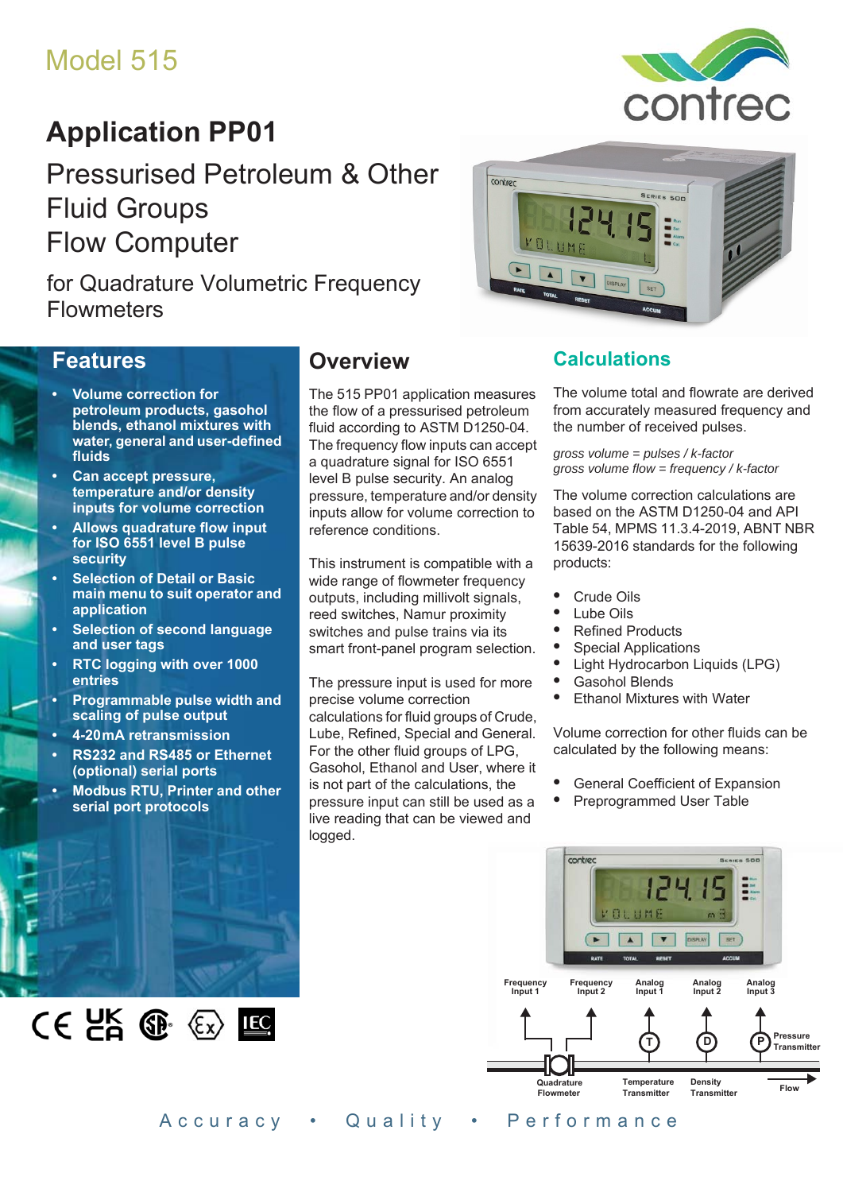Model 515

# Application PP01

## Pressurised Petroleum & Other Fluid Groups Flow Computer

for Quadrature Volumetric Frequency Flowmeters

## Features

- **Volume correction for petroleum products, gasohol blends, ethanol mixtures with water, general and user-defined fluids**
- **Can accept pressure, temperature and/or density inputs for volume correction**
- **Allows quadrature flow input for ISO 6551 level B pulse security**
- **Selection of Detail or Basic main menu to suit operator and application**
- **Selection of second language and user tags**
- **RTC logging with over 1000 entries**
- **Programmable pulse width and scaling of pulse output**
- **4-20mA retransmission**
- **RS232 and RS485 or Ethernet (optional) serial ports**
- **Modbus RTU, Printer and other serial port protocols**

## Overview

The 515 PP01 application measures the flow of a pressurised petroleum fluid according to ASTM D1250-04. The frequency flow inputs can accept a quadrature signal for ISO 6551 level B pulse security. An analog pressure, temperature and/or density inputs allow for volume correction to reference conditions.

This instrument is compatible with a wide range of flowmeter frequency outputs, including millivolt signals, reed switches, Namur proximity switches and pulse trains via its smart front-panel program selection.

The pressure input is used for more precise volume correction calculations for fluid groups of Crude, Lube, Refined, Special and General. For the other fluid groups of LPG, Gasohol, Ethanol and User, where it is not part of the calculations, the pressure input can still be used as a live reading that can be viewed and logged.

## Calculations

The volume total and flowrate are derived from accurately measured frequency and the number of received pulses.

*gross volume = pulses / k-factor*
*gross volume flow = frequency / k-factor*

The volume correction calculations are based on the ASTM D1250-04 and API Table 54, MPMS 11.3.4-2019, ABNT NBR 15639-2016 standards for the following products:

- Crude Oils
- Lube Oils
- Refined Products
- Special Applications
- Light Hydrocarbon Liquids (LPG)
- Gasohol Blends
- Ethanol Mixtures with Water

Volume correction for other fluids can be calculated by the following means:

- General Coefficient of Expansion
- Preprogrammed User Table

Frequency Input 1 | Frequency Input 2 | Analog Input 1 | Analog Input 2 | Analog Input 3

Quadrature Flowmeter | Temperature Transmitter | Density Transmitter | Pressure Transmitter | Flow

Accuracy • Quality • Performance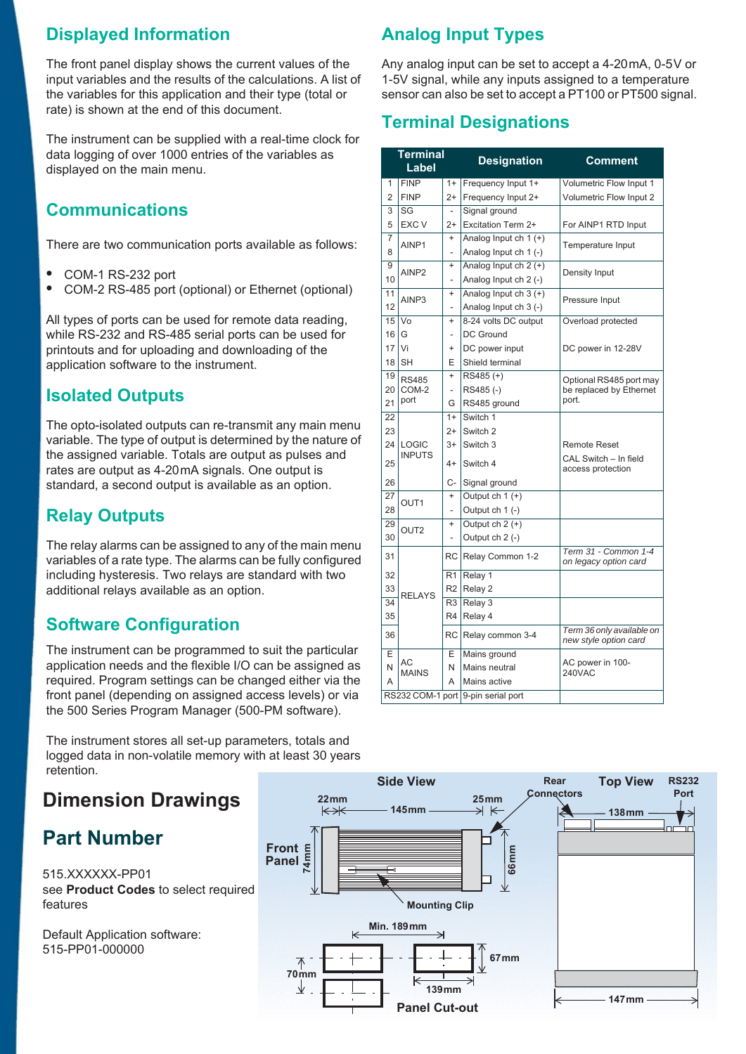## Displayed Information

The front panel display shows the current values of the input variables and the results of the calculations. A list of the variables for this application and their type (total or rate) is shown at the end of this document.

The instrument can be supplied with a real-time clock for data logging of over 1000 entries of the variables as displayed on the main menu.

## Communications

There are two communication ports available as follows:

- COM-1 RS-232 port
- COM-2 RS-485 port (optional) or Ethernet (optional)

All types of ports can be used for remote data reading, while RS-232 and RS-485 serial ports can be used for printouts and for uploading and downloading of the application software to the instrument.

## Isolated Outputs

The opto-isolated outputs can re-transmit any main menu variable. The type of output is determined by the nature of the assigned variable. Totals are output as pulses and rates are output as 4-20 mA signals. One output is standard, a second output is available as an option.

## Relay Outputs

The relay alarms can be assigned to any of the main menu variables of a rate type. The alarms can be fully configured including hysteresis. Two relays are standard with two additional relays available as an option.

## Software Configuration

The instrument can be programmed to suit the particular application needs and the flexible I/O can be assigned as required. Program settings can be changed either via the front panel (depending on assigned access levels) or via the 500 Series Program Manager (500-PM software).

The instrument stores all set-up parameters, totals and logged data in non-volatile memory with at least 30 years retention.

## Analog Input Types

Any analog input can be set to accept a 4-20 mA, 0-5V or 1-5V signal, while any inputs assigned to a temperature sensor can also be set to accept a PT100 or PT500 signal.

## Terminal Designations

| Terminal | Label | | Designation | Comment |
|---|---|---|---|---|
| 1 | FINP | 1+ | Frequency Input 1+ | Volumetric Flow Input 1 |
| 2 | FINP | 2+ | Frequency Input 2+ | Volumetric Flow Input 2 |
| 3 | SG | - | Signal ground | |
| 5 | EXC V | 2+ | Excitation Term 2+ | For AINP1 RTD Input |
| 7 | AINP1 | + | Analog Input ch 1 (+) | Temperature Input |
| 8 | | - | Analog Input ch 1 (-) | |
| 9 | AINP2 | + | Analog Input ch 2 (+) | Density Input |
| 10 | | - | Analog Input ch 2 (-) | |
| 11 | AINP3 | + | Analog Input ch 3 (+) | Pressure Input |
| 12 | | - | Analog Input ch 3 (-) | |
| 15 | Vo | + | 8-24 volts DC output | Overload protected |
| 16 | G | - | DC Ground | |
| 17 | Vi | + | DC power input | DC power in 12-28V |
| 18 | SH | E | Shield terminal | |
| 19 | RS485 COM-2 port | + | RS485 (+) | Optional RS485 port may be replaced by Ethernet port. |
| 20 | | - | RS485 (-) | |
| 21 | | G | RS485 ground | |
| 22 | LOGIC INPUTS | 1+ | Switch 1 | |
| 23 | | 2+ | Switch 2 | |
| 24 | | 3+ | Switch 3 | Remote Reset |
| 25 | | 4+ | Switch 4 | CAL Switch – In field access protection |
| 26 | | C- | Signal ground | |
| 27 | OUT1 | + | Output ch 1 (+) | |
| 28 | | - | Output ch 1 (-) | |
| 29 | OUT2 | + | Output ch 2 (+) | |
| 30 | | - | Output ch 2 (-) | |
| 31 | RELAYS | RC | Relay Common 1-2 | *Term 31 - Common 1-4 on legacy option card* |
| 32 | | R1 | Relay 1 | |
| 33 | | R2 | Relay 2 | |
| 34 | | R3 | Relay 3 | |
| 35 | | R4 | Relay 4 | |
| 36 | | RC | Relay common 3-4 | *Term 36 only available on new style option card* |
| E | AC MAINS | E | Mains ground | AC power in 100-240VAC |
| N | | N | Mains neutral | |
| A | | A | Mains active | |
| RS232 COM-1 port | | | 9-pin serial port | |

# Dimension Drawings

Side View: Front Panel 74mm, 22mm, 145mm, 25mm, 66mm, Rear Connectors, Mounting Clip

Top View: 138mm, RS232 Port, 147mm

Panel Cut-out: Min. 189mm, 70mm, 67mm, 139mm

# Part Number

515.XXXXXX-PP01
see **Product Codes** to select required features

Default Application software:
515-PP01-000000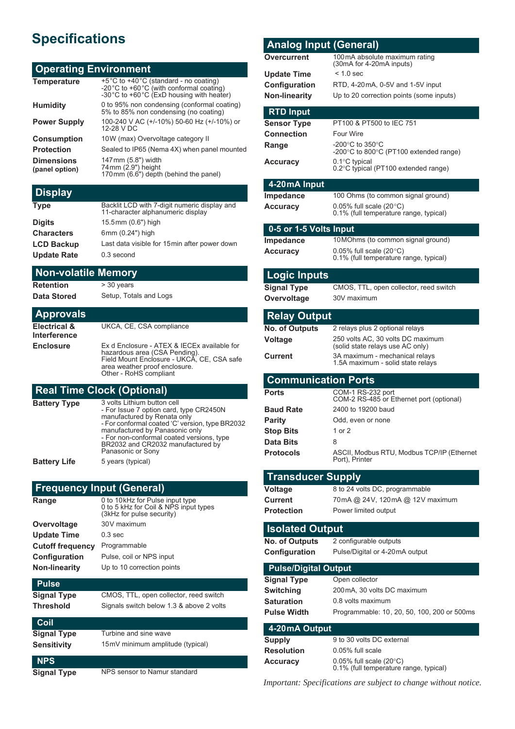# Specifications

## Operating Environment

| | |
|---|---|
| **Temperature** | +5°C to +40°C (standard - no coating)<br>-20°C to +60°C (with conformal coating)<br>-30°C to +60°C (ExD housing with heater) |
| **Humidity** | 0 to 95% non condensing (conformal coating)<br>5% to 85% non condensing (no coating) |
| **Power Supply** | 100-240 V AC (+/-10%) 50-60 Hz (+/-10%) or 12-28 V DC |
| **Consumption** | 10W (max) Overvoltage category II |
| **Protection** | Sealed to IP65 (Nema 4X) when panel mounted |
| **Dimensions (panel option)** | 147mm (5.8") width<br>74mm (2.9") height<br>170mm (6.6") depth (behind the panel) |

## Display

| | |
|---|---|
| **Type** | Backlit LCD with 7-digit numeric display and 11-character alphanumeric display |
| **Digits** | 15.5mm (0.6") high |
| **Characters** | 6mm (0.24") high |
| **LCD Backup** | Last data visible for 15min after power down |
| **Update Rate** | 0.3 second |

## Non-volatile Memory

| | |
|---|---|
| **Retention** | > 30 years |
| **Data Stored** | Setup, Totals and Logs |

## Approvals

| | |
|---|---|
| **Electrical & Interference** | UKCA, CE, CSA compliance |
| **Enclosure** | Ex d Enclosure - ATEX & IECEx available for hazardous area (CSA Pending).<br>Field Mount Enclosure - UKCA, CE, CSA safe area weather proof enclosure.<br>Other - RoHS compliant |

## Real Time Clock (Optional)

| | |
|---|---|
| **Battery Type** | 3 volts Lithium button cell<br>- For Issue 7 option card, type CR2450N manufactured by Renata only<br>- For conformal coated 'C' version, type BR2032 manufactured by Panasonic only<br>- For non-conformal coated versions, type BR2032 and CR2032 manufactured by Panasonic or Sony |
| **Battery Life** | 5 years (typical) |

## Frequency Input (General)

| | |
|---|---|
| **Range** | 0 to 10kHz for Pulse input type<br>0 to 5 kHz for Coil & NPS input types<br>(3kHz for pulse security) |
| **Overvoltage** | 30V maximum |
| **Update Time** | 0.3 sec |
| **Cutoff frequency** | Programmable |
| **Configuration** | Pulse, coil or NPS input |
| **Non-linearity** | Up to 10 correction points |

### Pulse

| | |
|---|---|
| **Signal Type** | CMOS, TTL, open collector, reed switch |
| **Threshold** | Signals switch below 1.3 & above 2 volts |

### Coil

| | |
|---|---|
| **Signal Type** | Turbine and sine wave |
| **Sensitivity** | 15mV minimum amplitude (typical) |

### NPS

| | |
|---|---|
| **Signal Type** | NPS sensor to Namur standard |

## Analog Input (General)

| | |
|---|---|
| **Overcurrent** | 100mA absolute maximum rating<br>(30mA for 4-20mA inputs) |
| **Update Time** | < 1.0 sec |
| **Configuration** | RTD, 4-20mA, 0-5V and 1-5V input |
| **Non-linearity** | Up to 20 correction points (some inputs) |

### RTD Input

| | |
|---|---|
| **Sensor Type** | PT100 & PT500 to IEC 751 |
| **Connection** | Four Wire |
| **Range** | -200°C to 350°C<br>-200°C to 800°C (PT100 extended range) |
| **Accuracy** | 0.1°C typical<br>0.2°C typical (PT100 extended range) |

### 4-20mA Input

| | |
|---|---|
| **Impedance** | 100 Ohms (to common signal ground) |
| **Accuracy** | 0.05% full scale (20°C)<br>0.1% (full temperature range, typical) |

### 0-5 or 1-5 Volts Input

| | |
|---|---|
| **Impedance** | 10MOhms (to common signal ground) |
| **Accuracy** | 0.05% full scale (20°C)<br>0.1% (full temperature range, typical) |

## Logic Inputs

| | |
|---|---|
| **Signal Type** | CMOS, TTL, open collector, reed switch |
| **Overvoltage** | 30V maximum |

## Relay Output

| | |
|---|---|
| **No. of Outputs** | 2 relays plus 2 optional relays |
| **Voltage** | 250 volts AC, 30 volts DC maximum<br>(solid state relays use AC only) |
| **Current** | 3A maximum - mechanical relays<br>1.5A maximum - solid state relays |

## Communication Ports

| | |
|---|---|
| **Ports** | COM-1 RS-232 port<br>COM-2 RS-485 or Ethernet port (optional) |
| **Baud Rate** | 2400 to 19200 baud |
| **Parity** | Odd, even or none |
| **Stop Bits** | 1 or 2 |
| **Data Bits** | 8 |
| **Protocols** | ASCII, Modbus RTU, Modbus TCP/IP (Ethernet Port), Printer |

## Transducer Supply

| | |
|---|---|
| **Voltage** | 8 to 24 volts DC, programmable |
| **Current** | 70mA @ 24V, 120mA @ 12V maximum |
| **Protection** | Power limited output |

## Isolated Output

| | |
|---|---|
| **No. of Outputs** | 2 configurable outputs |
| **Configuration** | Pulse/Digital or 4-20mA output |

### Pulse/Digital Output

| | |
|---|---|
| **Signal Type** | Open collector |
| **Switching** | 200mA, 30 volts DC maximum |
| **Saturation** | 0.8 volts maximum |
| **Pulse Width** | Programmable: 10, 20, 50, 100, 200 or 500ms |

### 4-20mA Output

| | |
|---|---|
| **Supply** | 9 to 30 volts DC external |
| **Resolution** | 0.05% full scale |
| **Accuracy** | 0.05% full scale (20°C)<br>0.1% (full temperature range, typical) |

*Important: Specifications are subject to change without notice.*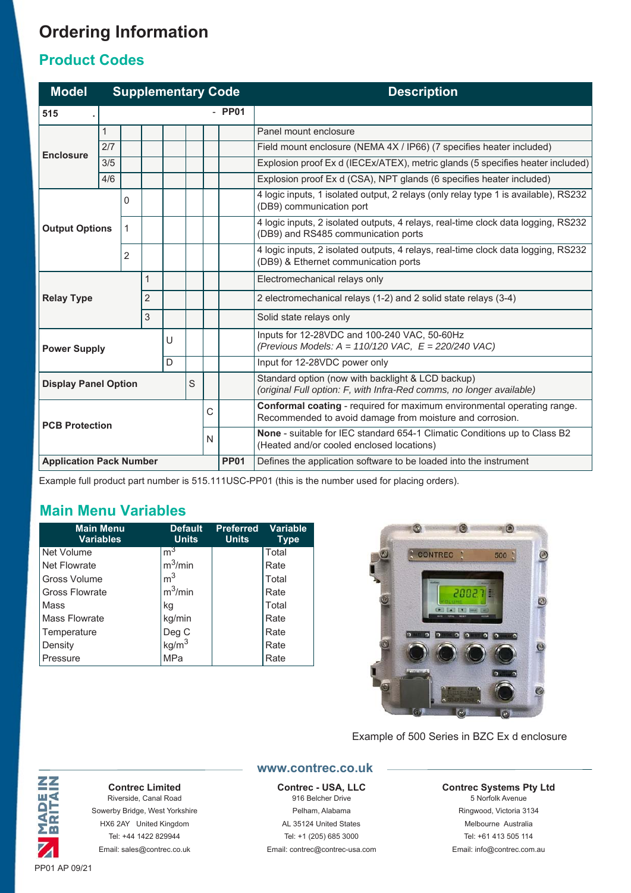# Ordering Information

## Product Codes

| Model | Supplementary Code | | | | | | | Description |
|---|---|---|---|---|---|---|---|---|
| 515 . | | | | | | | - PP01 | |
| Enclosure | 1 | | | | | | | Panel mount enclosure |
| | 2/7 | | | | | | | Field mount enclosure (NEMA 4X / IP66) (7 specifies heater included) |
| | 3/5 | | | | | | | Explosion proof Ex d (IECEx/ATEX), metric glands (5 specifies heater included) |
| | 4/6 | | | | | | | Explosion proof Ex d (CSA), NPT glands (6 specifies heater included) |
| Output Options | | 0 | | | | | | 4 logic inputs, 1 isolated output, 2 relays (only relay type 1 is available), RS232 (DB9) communication port |
| | | 1 | | | | | | 4 logic inputs, 2 isolated outputs, 4 relays, real-time clock data logging, RS232 (DB9) and RS485 communication ports |
| | | 2 | | | | | | 4 logic inputs, 2 isolated outputs, 4 relays, real-time clock data logging, RS232 (DB9) & Ethernet communication ports |
| Relay Type | | | 1 | | | | | Electromechanical relays only |
| | | | 2 | | | | | 2 electromechanical relays (1-2) and 2 solid state relays (3-4) |
| | | | 3 | | | | | Solid state relays only |
| Power Supply | | | | U | | | | Inputs for 12-28VDC and 100-240 VAC, 50-60Hz *(Previous Models: A = 110/120 VAC, E = 220/240 VAC)* |
| | | | | D | | | | Input for 12-28VDC power only |
| Display Panel Option | | | | | S | | | Standard option (now with backlight & LCD backup) *(original Full option: F, with Infra-Red comms, no longer available)* |
| PCB Protection | | | | | | C | | **Conformal coating** - required for maximum environmental operating range. Recommended to avoid damage from moisture and corrosion. |
| | | | | | | N | | **None** - suitable for IEC standard 654-1 Climatic Conditions up to Class B2 (Heated and/or cooled enclosed locations) |
| Application Pack Number | | | | | | | PP01 | Defines the application software to be loaded into the instrument |

Example full product part number is 515.111USC-PP01 (this is the number used for placing orders).

## Main Menu Variables

| Main Menu Variables | Default Units | Preferred Units | Variable Type |
|---|---|---|---|
| Net Volume | $m^3$ | | Total |
| Net Flowrate | $m^3$/min | | Rate |
| Gross Volume | $m^3$ | | Total |
| Gross Flowrate | $m^3$/min | | Rate |
| Mass | kg | | Total |
| Mass Flowrate | kg/min | | Rate |
| Temperature | Deg C | | Rate |
| Density | kg/$m^3$ | | Rate |
| Pressure | MPa | | Rate |

Example of 500 Series in BZC Ex d enclosure

www.contrec.co.uk

**Contrec Limited**
Riverside, Canal Road
Sowerby Bridge, West Yorkshire
HX6 2AY United Kingdom
Tel: +44 1422 829944
Email: sales@contrec.co.uk

**Contrec - USA, LLC**
916 Belcher Drive
Pelham, Alabama
AL 35124 United States
Tel: +1 (205) 685 3000
Email: contrec@contrec-usa.com

**Contrec Systems Pty Ltd**
5 Norfolk Avenue
Ringwood, Victoria 3134
Melbourne Australia
Tel: +61 413 505 114
Email: info@contrec.com.au

MADE IN BRITAIN

PP01 AP 09/21